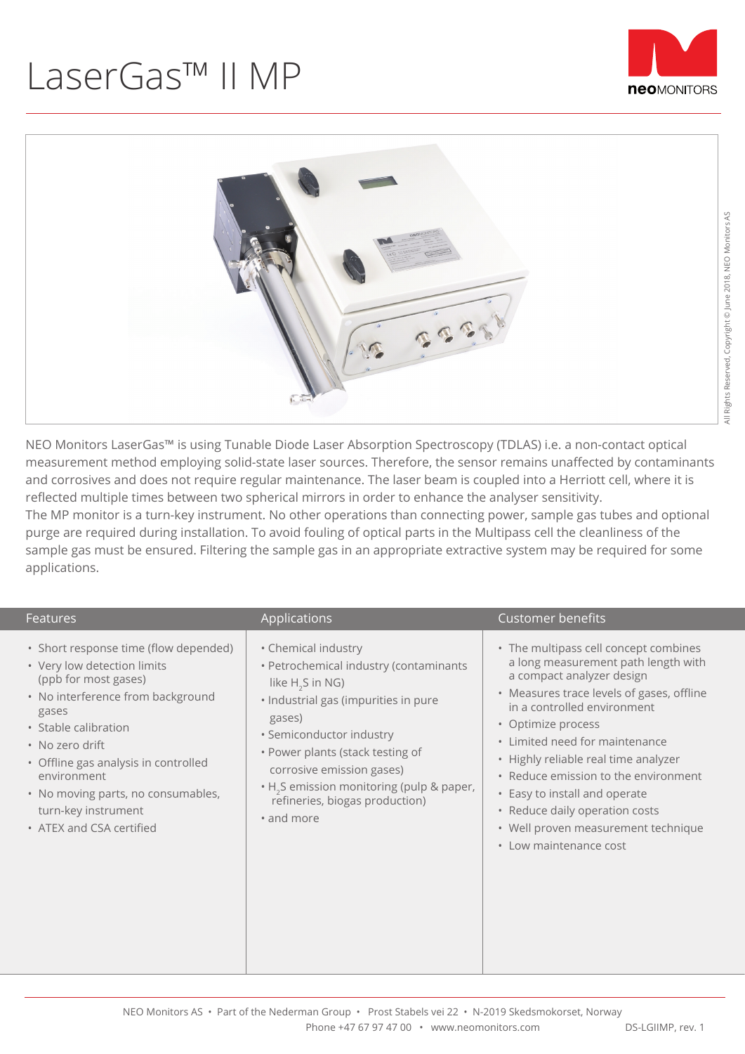# LaserGas™ II MP

NEO Monitors LaserGas™ is using Tunable Diode Laser Absorption Spectroscopy (TDLAS) i.e. a non-contact optical measurement method employing solid-state laser sources. Therefore, the sensor remains unaffected by contaminants and corrosives and does not require regular maintenance. The laser beam is coupled into a Herriott cell, where it is reflected multiple times between two spherical mirrors in order to enhance the analyser sensitivity.
The MP monitor is a turn-key instrument. No other operations than connecting power, sample gas tubes and optional purge are required during installation. To avoid fouling of optical parts in the Multipass cell the cleanliness of the sample gas must be ensured. Filtering the sample gas in an appropriate extractive system may be required for some applications.

## Features

- Short response time (flow depended)
- Very low detection limits (ppb for most gases)
- No interference from background gases
- Stable calibration
- No zero drift
- Offline gas analysis in controlled environment
- No moving parts, no consumables, turn-key instrument
- ATEX and CSA certified

## Applications

- Chemical industry
- Petrochemical industry (contaminants like $H_2S$ in NG)
- Industrial gas (impurities in pure gases)
- Semiconductor industry
- Power plants (stack testing of corrosive emission gases)
- $H_2S$ emission monitoring (pulp & paper, refineries, biogas production)
- and more

## Customer benefits

- The multipass cell concept combines a long measurement path length with a compact analyzer design
- Measures trace levels of gases, offline in a controlled environment
- Optimize process
- Limited need for maintenance
- Highly reliable real time analyzer
- Reduce emission to the environment
- Easy to install and operate
- Reduce daily operation costs
- Well proven measurement technique
- Low maintenance cost

All Rights Reserved, Copyright © June 2018, NEO Monitors AS

NEO Monitors AS • Part of the Nederman Group • Prost Stabels vei 22 • N-2019 Skedsmokorset, Norway
Phone +47 67 97 47 00 • www.neomonitors.com

DS-LGIIMP, rev. 1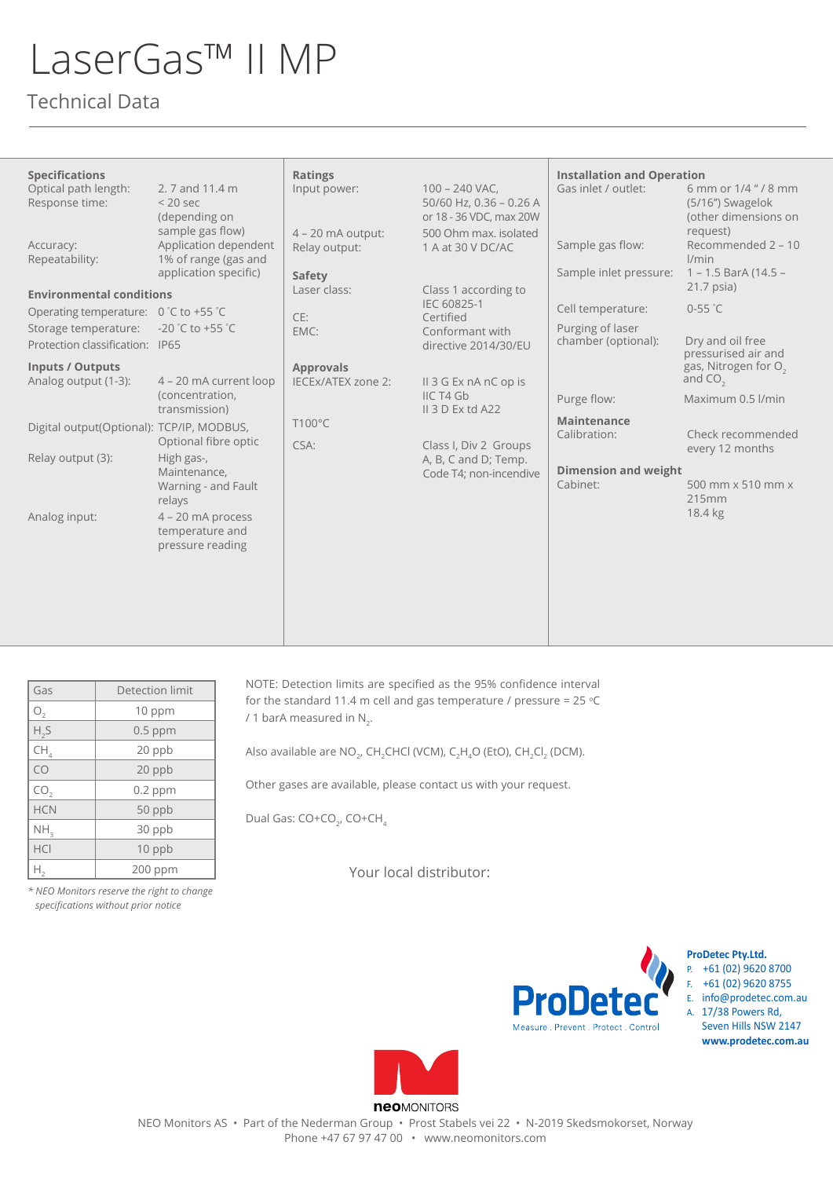# LaserGas™ II MP

## Technical Data

### Specifications

| | |
|---|---|
| Optical path length: | 2. 7 and 11.4 m |
| Response time: | < 20 sec (depending on sample gas flow) |
| Accuracy: | Application dependent |
| Repeatability: | 1% of range (gas and application specific) |

### Environmental conditions

| | |
|---|---|
| Operating temperature: | 0 ˚C to +55 ˚C |
| Storage temperature: | -20 ˚C to +55 ˚C |
| Protection classification: | IP65 |

### Inputs / Outputs

| | |
|---|---|
| Analog output (1-3): | 4 – 20 mA current loop (concentration, transmission) |
| Digital output(Optional): | TCP/IP, MODBUS, Optional fibre optic |
| Relay output (3): | High gas-, Maintenance, Warning - and Fault relays |
| Analog input: | 4 – 20 mA process temperature and pressure reading |

### Ratings

| | |
|---|---|
| Input power: | 100 – 240 VAC, 50/60 Hz, 0.36 – 0.26 A or 18 - 36 VDC, max 20W |
| 4 – 20 mA output: | 500 Ohm max. isolated |
| Relay output: | 1 A at 30 V DC/AC |

### Safety

| | |
|---|---|
| Laser class: | Class 1 according to IEC 60825-1 |
| CE: | Certified |
| EMC: | Conformant with directive 2014/30/EU |

### Approvals

| | |
|---|---|
| IECEx/ATEX zone 2: | II 3 G Ex nA nC op is IIC T4 Gb<br>II 3 D Ex td A22 |
| T100°C | |
| CSA: | Class I, Div 2 Groups A, B, C and D; Temp. Code T4; non-incendive |

### Installation and Operation

| | |
|---|---|
| Gas inlet / outlet: | 6 mm or 1/4 " / 8 mm (5/16") Swagelok (other dimensions on request) |
| Sample gas flow: | Recommended 2 – 10 l/min |
| Sample inlet pressure: | 1 – 1.5 BarA (14.5 – 21.7 psia) |
| Cell temperature: | 0-55 ˚C |
| Purging of laser chamber (optional): | Dry and oil free pressurised air and gas, Nitrogen for $O_2$ and $CO_2$ |
| Purge flow: | Maximum 0.5 l/min |

### Maintenance

| | |
|---|---|
| Calibration: | Check recommended every 12 months |

### Dimension and weight

| | |
|---|---|
| Cabinet: | 500 mm x 510 mm x 215mm<br>18.4 kg |

| Gas | Detection limit |
|---|---|
| $O_2$ | 10 ppm |
| $H_2S$ | 0.5 ppm |
| $CH_4$ | 20 ppb |
| CO | 20 ppb |
| $CO_2$ | 0.2 ppm |
| HCN | 50 ppb |
| $NH_3$ | 30 ppb |
| HCl | 10 ppb |
| $H_2$ | 200 ppm |

*\* NEO Monitors reserve the right to change specifications without prior notice*

NOTE: Detection limits are specified as the 95% confidence interval for the standard 11.4 m cell and gas temperature / pressure = 25 °C / 1 barA measured in $N_2$.

Also available are $NO_2$, $CH_2CHCl$ (VCM), $C_2H_4O$ (EtO), $CH_2Cl_2$ (DCM).

Other gases are available, please contact us with your request.

Dual Gas: CO+$CO_2$, CO+$CH_4$

Your local distributor:

ProDetec
Measure . Prevent . Protect . Control

**ProDetec Pty.Ltd.**
P. +61 (02) 9620 8700
F. +61 (02) 9620 8755
E. info@prodetec.com.au
A. 17/38 Powers Rd, Seven Hills NSW 2147
**www.prodetec.com.au**

**neo**MONITORS

NEO Monitors AS • Part of the Nederman Group • Prost Stabels vei 22 • N-2019 Skedsmokorset, Norway
Phone +47 67 97 47 00 • www.neomonitors.com